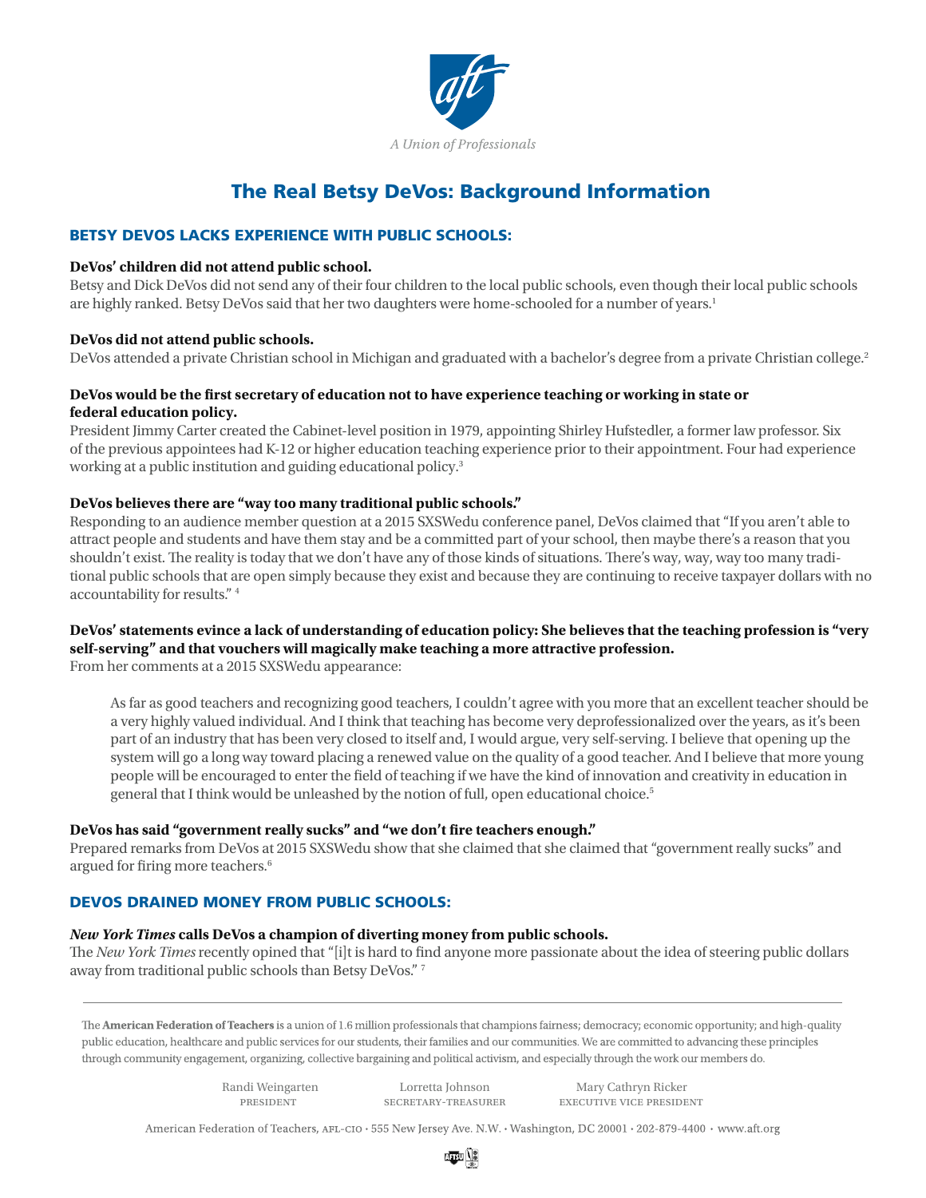A Union of Professionals

# The Real Betsy DeVos: Background Information

## BETSY DEVOS LACKS EXPERIENCE WITH PUBLIC SCHOOLS:

**DeVos' children did not attend public school.**
Betsy and Dick DeVos did not send any of their four children to the local public schools, even though their local public schools are highly ranked. Betsy DeVos said that her two daughters were home-schooled for a number of years.[1]

**DeVos did not attend public schools.**
DeVos attended a private Christian school in Michigan and graduated with a bachelor's degree from a private Christian college.[2]

**DeVos would be the first secretary of education not to have experience teaching or working in state or federal education policy.**
President Jimmy Carter created the Cabinet-level position in 1979, appointing Shirley Hufstedler, a former law professor. Six of the previous appointees had K-12 or higher education teaching experience prior to their appointment. Four had experience working at a public institution and guiding educational policy.[3]

**DeVos believes there are "way too many traditional public schools."**
Responding to an audience member question at a 2015 SXSWedu conference panel, DeVos claimed that "If you aren't able to attract people and students and have them stay and be a committed part of your school, then maybe there's a reason that you shouldn't exist. The reality is today that we don't have any of those kinds of situations. There's way, way, way too many traditional public schools that are open simply because they exist and because they are continuing to receive taxpayer dollars with no accountability for results." [4]

**DeVos' statements evince a lack of understanding of education policy: She believes that the teaching profession is "very self-serving" and that vouchers will magically make teaching a more attractive profession.**
From her comments at a 2015 SXSWedu appearance:

> As far as good teachers and recognizing good teachers, I couldn't agree with you more that an excellent teacher should be a very highly valued individual. And I think that teaching has become very deprofessionalized over the years, as it's been part of an industry that has been very closed to itself and, I would argue, very self-serving. I believe that opening up the system will go a long way toward placing a renewed value on the quality of a good teacher. And I believe that more young people will be encouraged to enter the field of teaching if we have the kind of innovation and creativity in education in general that I think would be unleashed by the notion of full, open educational choice.[5]

**DeVos has said "government really sucks" and "we don't fire teachers enough."**
Prepared remarks from DeVos at 2015 SXSWedu show that she claimed that she claimed that "government really sucks" and argued for firing more teachers.[6]

## DEVOS DRAINED MONEY FROM PUBLIC SCHOOLS:

***New York Times* calls DeVos a champion of diverting money from public schools.**
The *New York Times* recently opined that "[i]t is hard to find anyone more passionate about the idea of steering public dollars away from traditional public schools than Betsy DeVos." [7]

---

The **American Federation of Teachers** is a union of 1.6 million professionals that champions fairness; democracy; economic opportunity; and high-quality public education, healthcare and public services for our students, their families and our communities. We are committed to advancing these principles through community engagement, organizing, collective bargaining and political activism, and especially through the work our members do.

Randi Weingarten, PRESIDENT
Lorretta Johnson, SECRETARY-TREASURER
Mary Cathryn Ricker, EXECUTIVE VICE PRESIDENT

American Federation of Teachers, AFL-CIO • 555 New Jersey Ave. N.W. • Washington, DC 20001 • 202-879-4400 • www.aft.org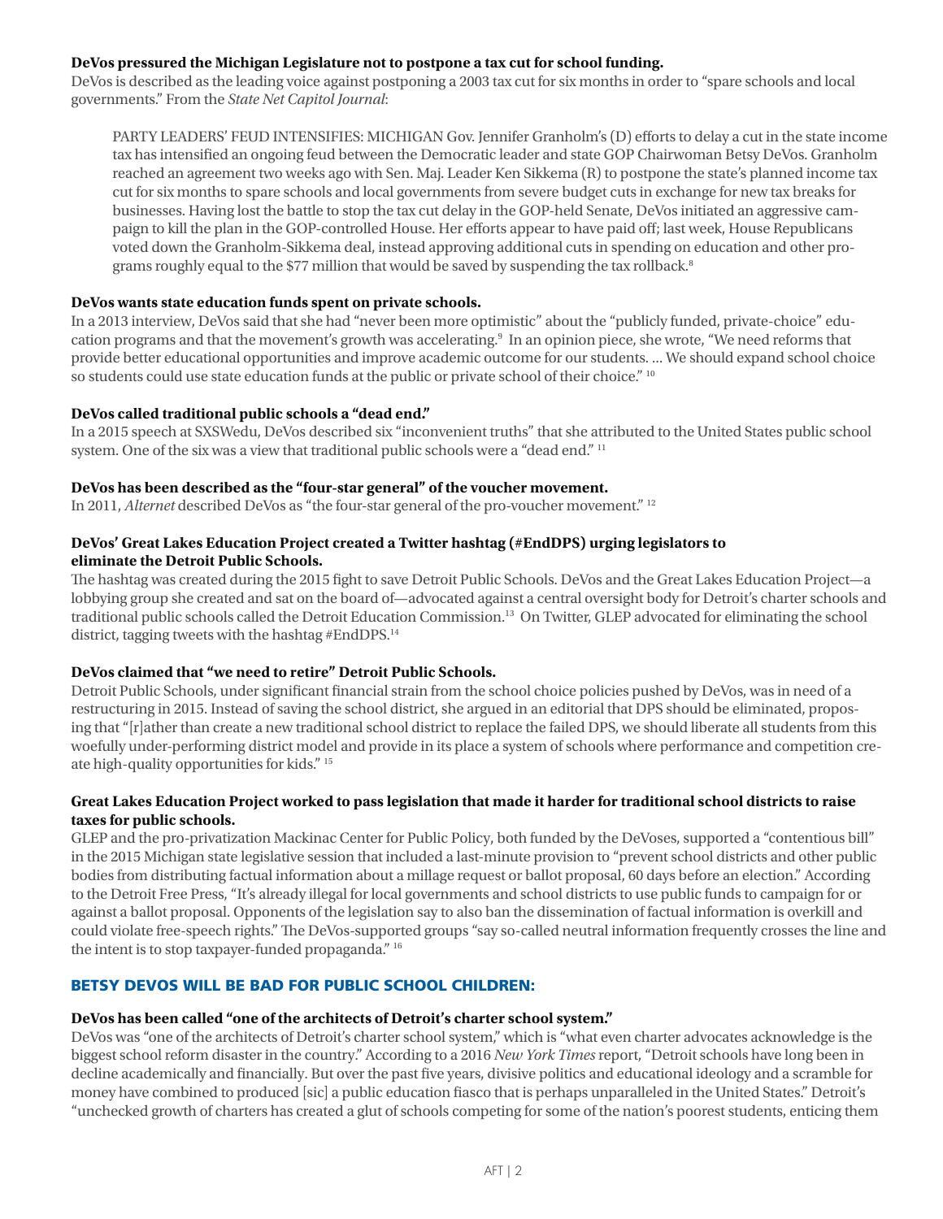**DeVos pressured the Michigan Legislature not to postpone a tax cut for school funding.**

DeVos is described as the leading voice against postponing a 2003 tax cut for six months in order to "spare schools and local governments." From the *State Net Capitol Journal*:

> PARTY LEADERS' FEUD INTENSIFIES: MICHIGAN Gov. Jennifer Granholm's (D) efforts to delay a cut in the state income tax has intensified an ongoing feud between the Democratic leader and state GOP Chairwoman Betsy DeVos. Granholm reached an agreement two weeks ago with Sen. Maj. Leader Ken Sikkema (R) to postpone the state's planned income tax cut for six months to spare schools and local governments from severe budget cuts in exchange for new tax breaks for businesses. Having lost the battle to stop the tax cut delay in the GOP-held Senate, DeVos initiated an aggressive campaign to kill the plan in the GOP-controlled House. Her efforts appear to have paid off; last week, House Republicans voted down the Granholm-Sikkema deal, instead approving additional cuts in spending on education and other programs roughly equal to the $77 million that would be saved by suspending the tax rollback.[8]

**DeVos wants state education funds spent on private schools.**

In a 2013 interview, DeVos said that she had "never been more optimistic" about the "publicly funded, private-choice" education programs and that the movement's growth was accelerating.[9] In an opinion piece, she wrote, "We need reforms that provide better educational opportunities and improve academic outcome for our students. ... We should expand school choice so students could use state education funds at the public or private school of their choice." [10]

**DeVos called traditional public schools a "dead end."**

In a 2015 speech at SXSWedu, DeVos described six "inconvenient truths" that she attributed to the United States public school system. One of the six was a view that traditional public schools were a "dead end." [11]

**DeVos has been described as the "four-star general" of the voucher movement.**

In 2011, *Alternet* described DeVos as "the four-star general of the pro-voucher movement." [12]

**DeVos' Great Lakes Education Project created a Twitter hashtag (#EndDPS) urging legislators to eliminate the Detroit Public Schools.**

The hashtag was created during the 2015 fight to save Detroit Public Schools. DeVos and the Great Lakes Education Project—a lobbying group she created and sat on the board of—advocated against a central oversight body for Detroit's charter schools and traditional public schools called the Detroit Education Commission.[13] On Twitter, GLEP advocated for eliminating the school district, tagging tweets with the hashtag #EndDPS.[14]

**DeVos claimed that "we need to retire" Detroit Public Schools.**

Detroit Public Schools, under significant financial strain from the school choice policies pushed by DeVos, was in need of a restructuring in 2015. Instead of saving the school district, she argued in an editorial that DPS should be eliminated, proposing that "[r]ather than create a new traditional school district to replace the failed DPS, we should liberate all students from this woefully under-performing district model and provide in its place a system of schools where performance and competition create high-quality opportunities for kids." [15]

**Great Lakes Education Project worked to pass legislation that made it harder for traditional school districts to raise taxes for public schools.**

GLEP and the pro-privatization Mackinac Center for Public Policy, both funded by the DeVoses, supported a "contentious bill" in the 2015 Michigan state legislative session that included a last-minute provision to "prevent school districts and other public bodies from distributing factual information about a millage request or ballot proposal, 60 days before an election." According to the Detroit Free Press, "It's already illegal for local governments and school districts to use public funds to campaign for or against a ballot proposal. Opponents of the legislation say to also ban the dissemination of factual information is overkill and could violate free-speech rights." The DeVos-supported groups "say so-called neutral information frequently crosses the line and the intent is to stop taxpayer-funded propaganda." [16]

## BETSY DEVOS WILL BE BAD FOR PUBLIC SCHOOL CHILDREN:

**DeVos has been called "one of the architects of Detroit's charter school system."**

DeVos was "one of the architects of Detroit's charter school system," which is "what even charter advocates acknowledge is the biggest school reform disaster in the country." According to a 2016 *New York Times* report, "Detroit schools have long been in decline academically and financially. But over the past five years, divisive politics and educational ideology and a scramble for money have combined to produced [sic] a public education fiasco that is perhaps unparalleled in the United States." Detroit's "unchecked growth of charters has created a glut of schools competing for some of the nation's poorest students, enticing them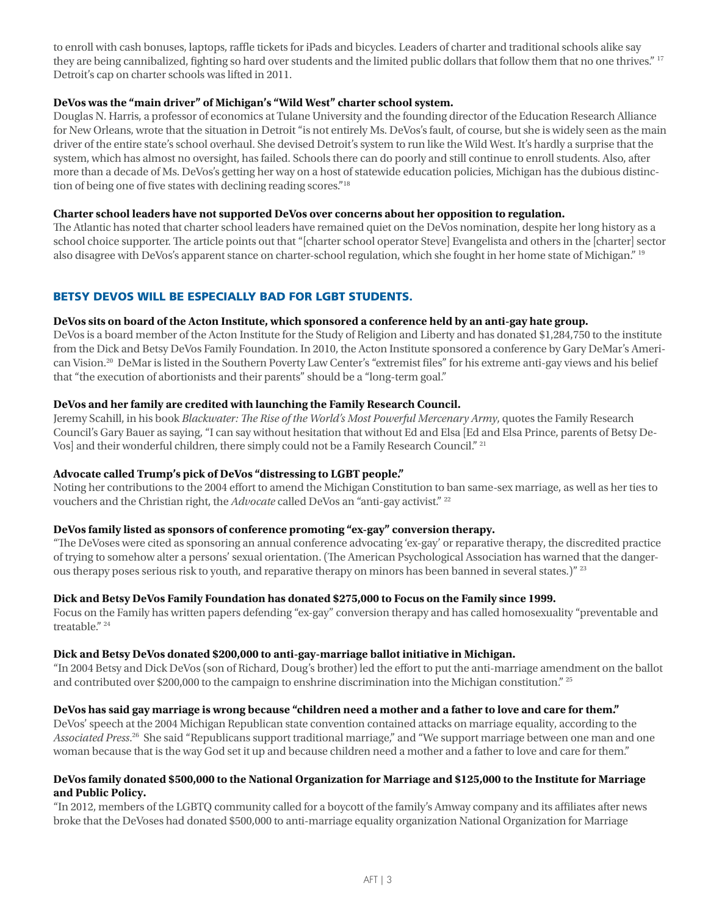to enroll with cash bonuses, laptops, raffle tickets for iPads and bicycles. Leaders of charter and traditional schools alike say they are being cannibalized, fighting so hard over students and the limited public dollars that follow them that no one thrives." [17] Detroit's cap on charter schools was lifted in 2011.

**DeVos was the "main driver" of Michigan's "Wild West" charter school system.**

Douglas N. Harris, a professor of economics at Tulane University and the founding director of the Education Research Alliance for New Orleans, wrote that the situation in Detroit "is not entirely Ms. DeVos's fault, of course, but she is widely seen as the main driver of the entire state's school overhaul. She devised Detroit's system to run like the Wild West. It's hardly a surprise that the system, which has almost no oversight, has failed. Schools there can do poorly and still continue to enroll students. Also, after more than a decade of Ms. DeVos's getting her way on a host of statewide education policies, Michigan has the dubious distinction of being one of five states with declining reading scores."[18]

**Charter school leaders have not supported DeVos over concerns about her opposition to regulation.**

The Atlantic has noted that charter school leaders have remained quiet on the DeVos nomination, despite her long history as a school choice supporter. The article points out that "[charter school operator Steve] Evangelista and others in the [charter] sector also disagree with DeVos's apparent stance on charter-school regulation, which she fought in her home state of Michigan." [19]

## BETSY DEVOS WILL BE ESPECIALLY BAD FOR LGBT STUDENTS.

**DeVos sits on board of the Acton Institute, which sponsored a conference held by an anti-gay hate group.**

DeVos is a board member of the Acton Institute for the Study of Religion and Liberty and has donated $1,284,750 to the institute from the Dick and Betsy DeVos Family Foundation. In 2010, the Acton Institute sponsored a conference by Gary DeMar's American Vision.[20] DeMar is listed in the Southern Poverty Law Center's "extremist files" for his extreme anti-gay views and his belief that "the execution of abortionists and their parents" should be a "long-term goal."

**DeVos and her family are credited with launching the Family Research Council.**

Jeremy Scahill, in his book *Blackwater: The Rise of the World's Most Powerful Mercenary Army*, quotes the Family Research Council's Gary Bauer as saying, "I can say without hesitation that without Ed and Elsa [Ed and Elsa Prince, parents of Betsy DeVos] and their wonderful children, there simply could not be a Family Research Council." [21]

**Advocate called Trump's pick of DeVos "distressing to LGBT people."**

Noting her contributions to the 2004 effort to amend the Michigan Constitution to ban same-sex marriage, as well as her ties to vouchers and the Christian right, the *Advocate* called DeVos an "anti-gay activist." [22]

**DeVos family listed as sponsors of conference promoting "ex-gay" conversion therapy.**

"The DeVoses were cited as sponsoring an annual conference advocating 'ex-gay' or reparative therapy, the discredited practice of trying to somehow alter a persons' sexual orientation. (The American Psychological Association has warned that the dangerous therapy poses serious risk to youth, and reparative therapy on minors has been banned in several states.)" [23]

**Dick and Betsy DeVos Family Foundation has donated $275,000 to Focus on the Family since 1999.**

Focus on the Family has written papers defending "ex-gay" conversion therapy and has called homosexuality "preventable and treatable." [24]

**Dick and Betsy DeVos donated $200,000 to anti-gay-marriage ballot initiative in Michigan.**

"In 2004 Betsy and Dick DeVos (son of Richard, Doug's brother) led the effort to put the anti-marriage amendment on the ballot and contributed over $200,000 to the campaign to enshrine discrimination into the Michigan constitution." [25]

**DeVos has said gay marriage is wrong because "children need a mother and a father to love and care for them."**

DeVos' speech at the 2004 Michigan Republican state convention contained attacks on marriage equality, according to the *Associated Press*.[26] She said "Republicans support traditional marriage," and "We support marriage between one man and one woman because that is the way God set it up and because children need a mother and a father to love and care for them."

**DeVos family donated $500,000 to the National Organization for Marriage and $125,000 to the Institute for Marriage and Public Policy.**

"In 2012, members of the LGBTQ community called for a boycott of the family's Amway company and its affiliates after news broke that the DeVoses had donated $500,000 to anti-marriage equality organization National Organization for Marriage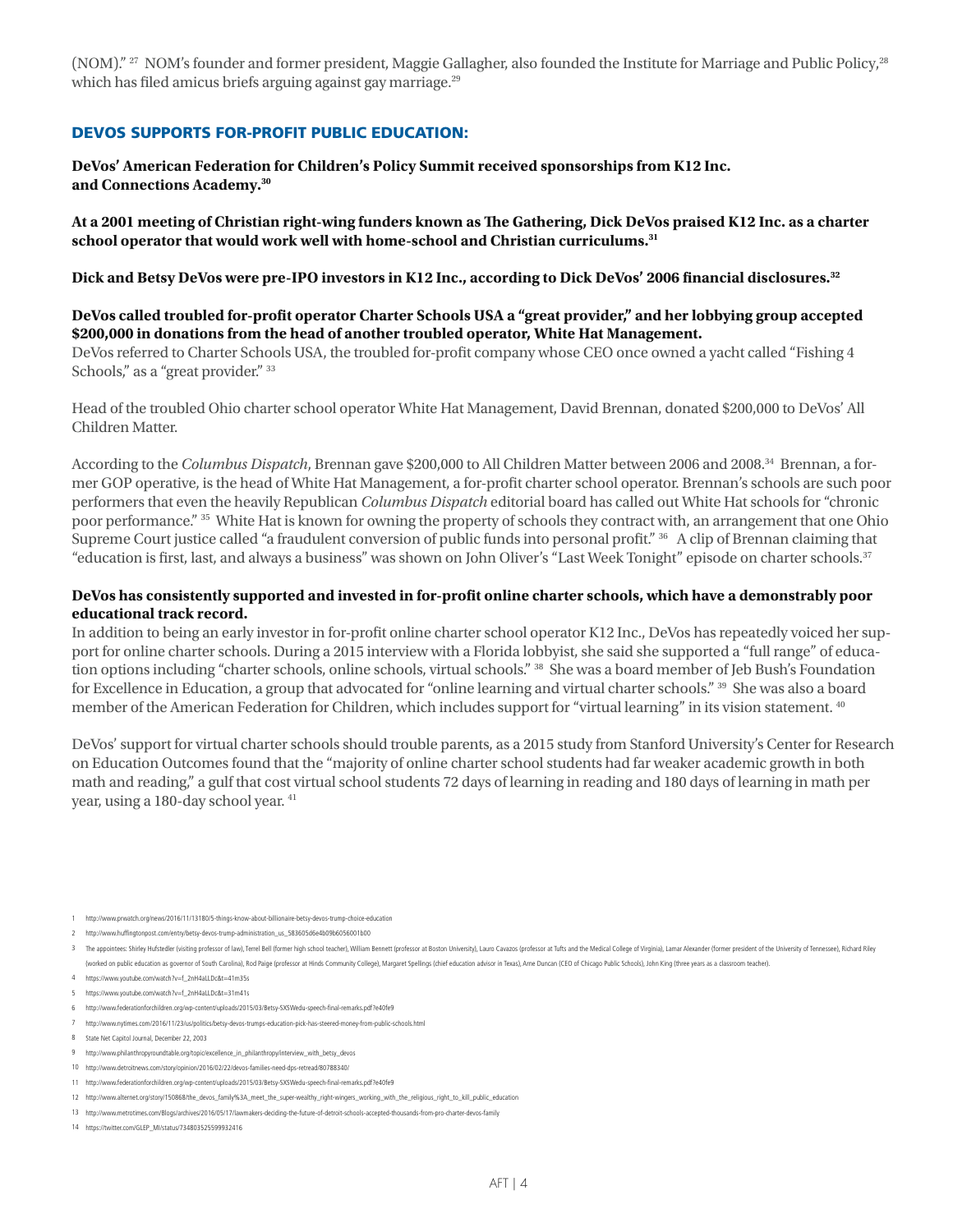(NOM)."[27] NOM's founder and former president, Maggie Gallagher, also founded the Institute for Marriage and Public Policy,[28] which has filed amicus briefs arguing against gay marriage.[29]

## DEVOS SUPPORTS FOR-PROFIT PUBLIC EDUCATION:

**DeVos' American Federation for Children's Policy Summit received sponsorships from K12 Inc. and Connections Academy.[30]**

**At a 2001 meeting of Christian right-wing funders known as The Gathering, Dick DeVos praised K12 Inc. as a charter school operator that would work well with home-school and Christian curriculums.[31]**

**Dick and Betsy DeVos were pre-IPO investors in K12 Inc., according to Dick DeVos' 2006 financial disclosures.[32]**

**DeVos called troubled for-profit operator Charter Schools USA a "great provider," and her lobbying group accepted $200,000 in donations from the head of another troubled operator, White Hat Management.**

DeVos referred to Charter Schools USA, the troubled for-profit company whose CEO once owned a yacht called "Fishing 4 Schools," as a "great provider." [33]

Head of the troubled Ohio charter school operator White Hat Management, David Brennan, donated $200,000 to DeVos' All Children Matter.

According to the *Columbus Dispatch*, Brennan gave $200,000 to All Children Matter between 2006 and 2008.[34] Brennan, a former GOP operative, is the head of White Hat Management, a for-profit charter school operator. Brennan's schools are such poor performers that even the heavily Republican *Columbus Dispatch* editorial board has called out White Hat schools for "chronic poor performance." [35] White Hat is known for owning the property of schools they contract with, an arrangement that one Ohio Supreme Court justice called "a fraudulent conversion of public funds into personal profit." [36] A clip of Brennan claiming that "education is first, last, and always a business" was shown on John Oliver's "Last Week Tonight" episode on charter schools.[37]

**DeVos has consistently supported and invested in for-profit online charter schools, which have a demonstrably poor educational track record.**

In addition to being an early investor in for-profit online charter school operator K12 Inc., DeVos has repeatedly voiced her support for online charter schools. During a 2015 interview with a Florida lobbyist, she said she supported a "full range" of education options including "charter schools, online schools, virtual schools." [38] She was a board member of Jeb Bush's Foundation for Excellence in Education, a group that advocated for "online learning and virtual charter schools." [39] She was also a board member of the American Federation for Children, which includes support for "virtual learning" in its vision statement. [40]

DeVos' support for virtual charter schools should trouble parents, as a 2015 study from Stanford University's Center for Research on Education Outcomes found that the "majority of online charter school students had far weaker academic growth in both math and reading," a gulf that cost virtual school students 72 days of learning in reading and 180 days of learning in math per year, using a 180-day school year. [41]

1 http://www.prwatch.org/news/2016/11/13180/5-things-know-about-billionaire-betsy-devos-trump-choice-education

2 http://www.huffingtonpost.com/entry/betsy-devos-trump-administration_us_583605d6e4b09b6056001b00

3 The appointees: Shirley Hufstedler (visiting professor of law), Terrel Bell (former high school teacher), William Bennett (professor at Boston University), Lauro Cavazos (professor at Tufts and the Medical College of Virginia), Lamar Alexander (former president of the University of Tennessee), Richard Riley (worked on public education as governor of South Carolina), Rod Paige (professor at Hinds Community College), Margaret Spellings (chief education advisor in Texas), Arne Duncan (CEO of Chicago Public Schools), John King (three years as a classroom teacher).

4 https://www.youtube.com/watch?v=f_2nH4aLLDc&t=41m35s

5 https://www.youtube.com/watch?v=f_2nH4aLLDc&t=31m41s

6 http://www.federationforchildren.org/wp-content/uploads/2015/03/Betsy-SXSWedu-speech-final-remarks.pdf?e40fe9

7 http://www.nytimes.com/2016/11/23/us/politics/betsy-devos-trumps-education-pick-has-steered-money-from-public-schools.html

8 State Net Capitol Journal, December 22, 2003

9 http://www.philanthropyroundtable.org/topic/excellence_in_philanthropy/interview_with_betsy_devos

10 http://www.detroitnews.com/story/opinion/2016/02/22/devos-families-need-dps-retread/80788340/

11 http://www.federationforchildren.org/wp-content/uploads/2015/03/Betsy-SXSWedu-speech-final-remarks.pdf?e40fe9

12 http://www.alternet.org/story/150868/the_devos_family%3A_meet_the_super-wealthy_right-wingers_working_with_the_religious_right_to_kill_public_education

13 http://www.metrotimes.com/Blogs/archives/2016/05/17/lawmakers-deciding-the-future-of-detroit-schools-accepted-thousands-from-pro-charter-devos-family

14 https://twitter.com/GLEP_MI/status/734803525599932416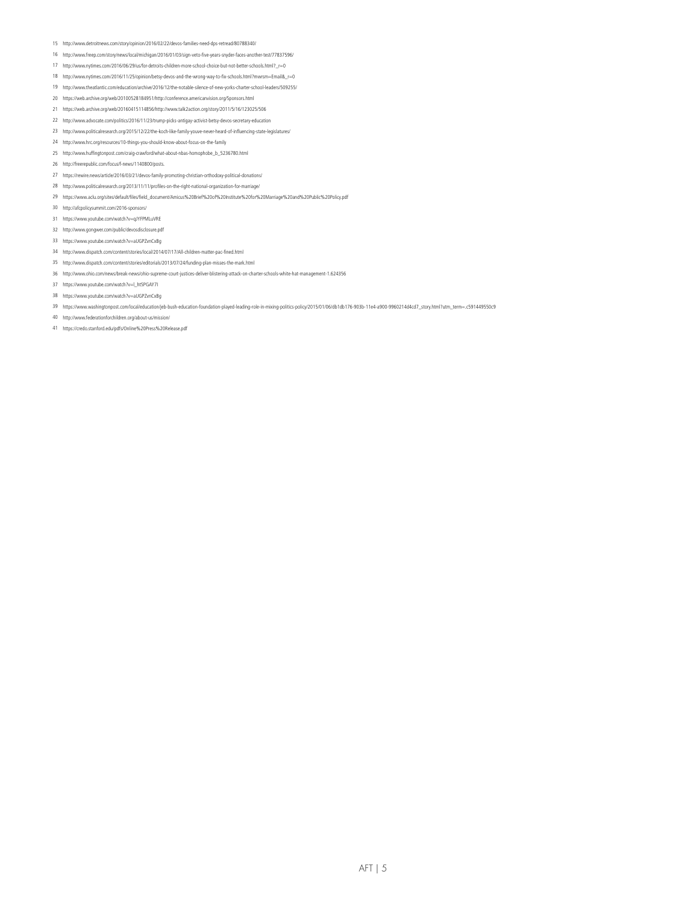15 http://www.detroitnews.com/story/opinion/2016/02/22/devos-families-need-dps-retread/80788340/

16 http://www.freep.com/story/news/local/michigan/2016/01/03/sign-veto-five-years-snyder-faces-another-test/77837596/

17 http://www.nytimes.com/2016/06/29/us/for-detroits-children-more-school-choice-but-not-better-schools.html?_r=0

18 http://www.nytimes.com/2016/11/25/opinion/betsy-devos-and-the-wrong-way-to-fix-schools.html?mwrsm=Email&_r=0

19 http://www.theatlantic.com/education/archive/2016/12/the-notable-silence-of-new-yorks-charter-school-leaders/509255/

20 https://web.archive.org/web/20100528184951/http://conference.americanvision.org/Sponsors.html

21 https://web.archive.org/web/20160415114856/http://www.talk2action.org/story/2011/5/16/123025/506

22 http://www.advocate.com/politics/2016/11/23/trump-picks-antigay-activist-betsy-devos-secretary-education

23 http://www.politicalresearch.org/2015/12/22/the-koch-like-family-youve-never-heard-of-influencing-state-legislatures/

24 http://www.hrc.org/resources/10-things-you-should-know-about-focus-on-the-family

25 http://www.huffingtonpost.com/craig-crawford/what-about-nbas-homophobe_b_5236780.html

26 http://freerepublic.com/focus/f-news/1140800/posts.

27 https://rewire.news/article/2016/03/21/devos-family-promoting-christian-orthodoxy-political-donations/

28 http://www.politicalresearch.org/2013/11/11/profiles-on-the-right-national-organization-for-marriage/

29 https://www.aclu.org/sites/default/files/field_document/Amicus%20Brief%20of%20Institute%20for%20Marriage%20and%20Public%20Policy.pdf

30 http://afcpolicysummit.com/2016-sponsors/

31 https://www.youtube.com/watch?v=qJYFPMLuVRE

32 http://www.gongwer.com/public/devosdisclosure.pdf

33 https://www.youtube.com/watch?v=aUGPZvnCxBg

34 http://www.dispatch.com/content/stories/local/2014/07/17/All-children-matter-pac-fined.html

35 http://www.dispatch.com/content/stories/editorials/2013/07/24/funding-plan-misses-the-mark.html

36 http://www.ohio.com/news/break-news/ohio-supreme-court-justices-deliver-blistering-attack-on-charter-schools-white-hat-management-1.624356

37 https://www.youtube.com/watch?v=l_htSPGAY7I

38 https://www.youtube.com/watch?v=aUGPZvnCxBg

39 https://www.washingtonpost.com/local/education/jeb-bush-education-foundation-played-leading-role-in-mixing-politics-policy/2015/01/06/db1db176-903b-11e4-a900-9960214d4cd7_story.html?utm_term=.c591449550c9

40 http://www.federationforchildren.org/about-us/mission/

41 https://credo.stanford.edu/pdfs/Online%20Press%20Release.pdf